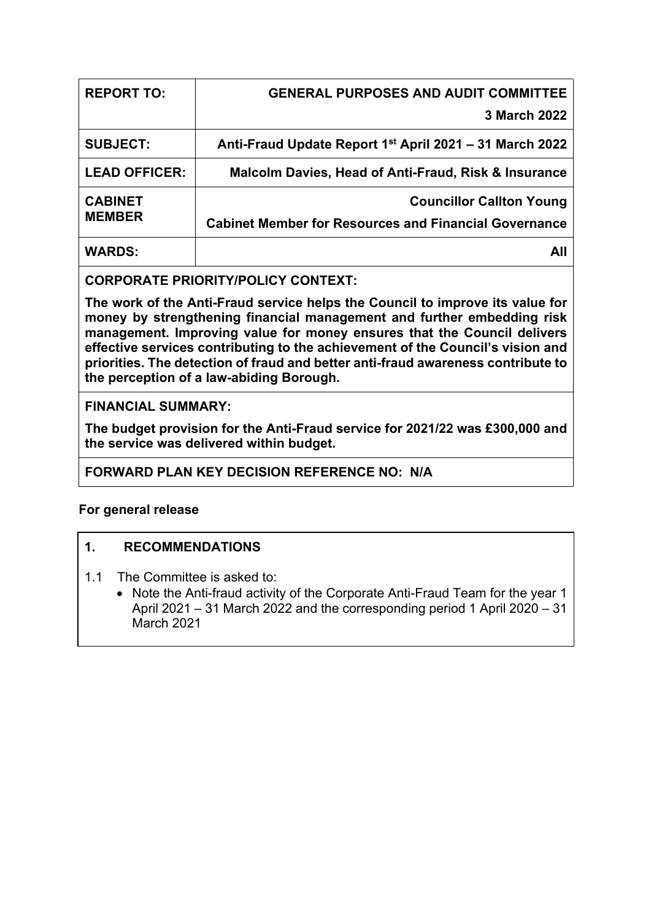| REPORT TO: | GENERAL PURPOSES AND AUDIT COMMITTEE<br>3 March 2022 |
|---|---|
| SUBJECT: | Anti-Fraud Update Report 1st April 2021 – 31 March 2022 |
| LEAD OFFICER: | Malcolm Davies, Head of Anti-Fraud, Risk & Insurance |
| CABINET MEMBER | Councillor Callton Young<br>Cabinet Member for Resources and Financial Governance |
| WARDS: | All |

**CORPORATE PRIORITY/POLICY CONTEXT:**

**The work of the Anti-Fraud service helps the Council to improve its value for money by strengthening financial management and further embedding risk management. Improving value for money ensures that the Council delivers effective services contributing to the achievement of the Council's vision and priorities. The detection of fraud and better anti-fraud awareness contribute to the perception of a law-abiding Borough.**

**FINANCIAL SUMMARY:**

**The budget provision for the Anti-Fraud service for 2021/22 was £300,000 and the service was delivered within budget.**

**FORWARD PLAN KEY DECISION REFERENCE NO: N/A**

**For general release**

## 1. RECOMMENDATIONS

1.1 The Committee is asked to:

- Note the Anti-fraud activity of the Corporate Anti-Fraud Team for the year 1 April 2021 – 31 March 2022 and the corresponding period 1 April 2020 – 31 March 2021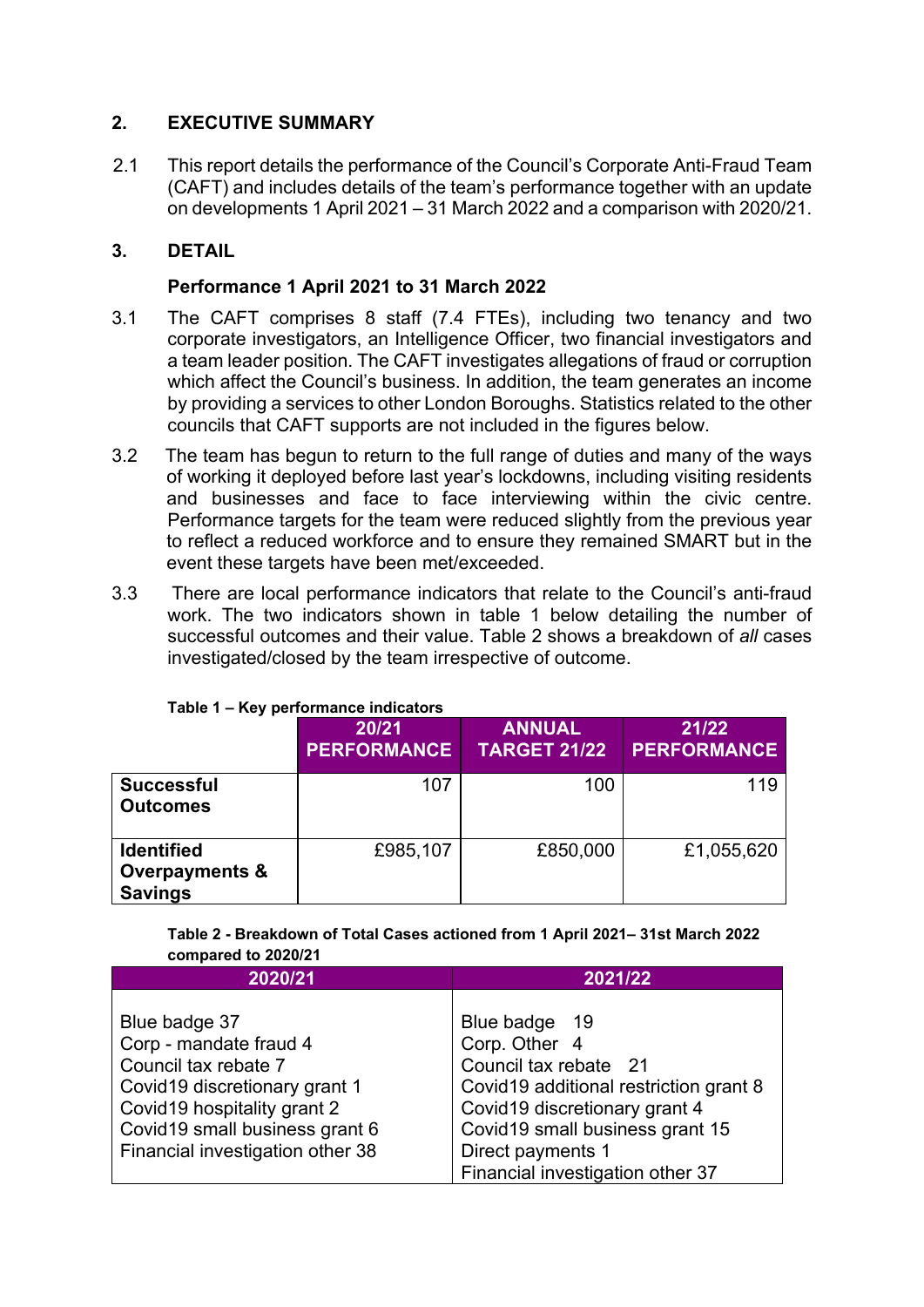## 2. EXECUTIVE SUMMARY

2.1 This report details the performance of the Council's Corporate Anti-Fraud Team (CAFT) and includes details of the team's performance together with an update on developments 1 April 2021 – 31 March 2022 and a comparison with 2020/21.

## 3. DETAIL

### Performance 1 April 2021 to 31 March 2022

3.1 The CAFT comprises 8 staff (7.4 FTEs), including two tenancy and two corporate investigators, an Intelligence Officer, two financial investigators and a team leader position. The CAFT investigates allegations of fraud or corruption which affect the Council's business. In addition, the team generates an income by providing a services to other London Boroughs. Statistics related to the other councils that CAFT supports are not included in the figures below.

3.2 The team has begun to return to the full range of duties and many of the ways of working it deployed before last year's lockdowns, including visiting residents and businesses and face to face interviewing within the civic centre. Performance targets for the team were reduced slightly from the previous year to reflect a reduced workforce and to ensure they remained SMART but in the event these targets have been met/exceeded.

3.3 There are local performance indicators that relate to the Council's anti-fraud work. The two indicators shown in table 1 below detailing the number of successful outcomes and their value. Table 2 shows a breakdown of *all* cases investigated/closed by the team irrespective of outcome.

**Table 1 – Key performance indicators**

| | 20/21 PERFORMANCE | ANNUAL TARGET 21/22 | 21/22 PERFORMANCE |
|---|---|---|---|
| **Successful Outcomes** | 107 | 100 | 119 |
| **Identified Overpayments & Savings** | £985,107 | £850,000 | £1,055,620 |

**Table 2 - Breakdown of Total Cases actioned from 1 April 2021– 31st March 2022 compared to 2020/21**

| 2020/21 | 2021/22 |
|---|---|
| Blue badge 37<br>Corp - mandate fraud 4<br>Council tax rebate 7<br>Covid19 discretionary grant 1<br>Covid19 hospitality grant 2<br>Covid19 small business grant 6<br>Financial investigation other 38 | Blue badge 19<br>Corp. Other 4<br>Council tax rebate 21<br>Covid19 additional restriction grant 8<br>Covid19 discretionary grant 4<br>Covid19 small business grant 15<br>Direct payments 1<br>Financial investigation other 37 |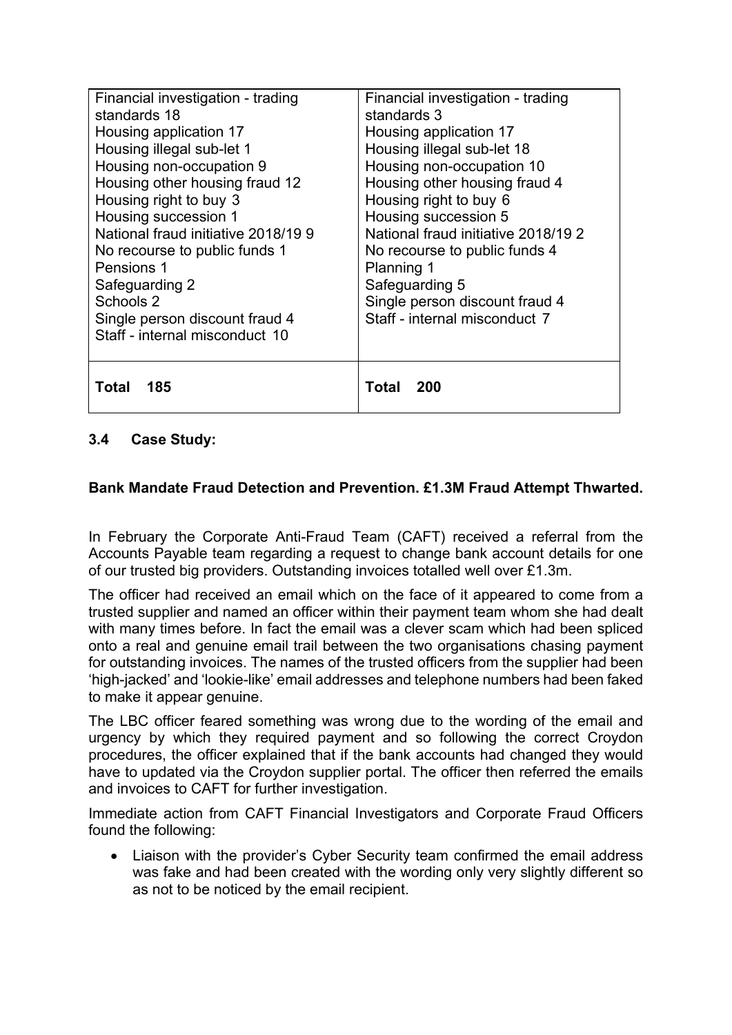| | |
|---|---|
| Financial investigation - trading standards 18<br>Housing application 17<br>Housing illegal sub-let 1<br>Housing non-occupation 9<br>Housing other housing fraud 12<br>Housing right to buy 3<br>Housing succession 1<br>National fraud initiative 2018/19 9<br>No recourse to public funds 1<br>Pensions 1<br>Safeguarding 2<br>Schools 2<br>Single person discount fraud 4<br>Staff - internal misconduct 10 | Financial investigation - trading standards 3<br>Housing application 17<br>Housing illegal sub-let 18<br>Housing non-occupation 10<br>Housing other housing fraud 4<br>Housing right to buy 6<br>Housing succession 5<br>National fraud initiative 2018/19 2<br>No recourse to public funds 4<br>Planning 1<br>Safeguarding 5<br>Single person discount fraud 4<br>Staff - internal misconduct 7 |
| **Total 185** | **Total 200** |

### 3.4 Case Study:

**Bank Mandate Fraud Detection and Prevention. £1.3M Fraud Attempt Thwarted.**

In February the Corporate Anti-Fraud Team (CAFT) received a referral from the Accounts Payable team regarding a request to change bank account details for one of our trusted big providers. Outstanding invoices totalled well over £1.3m.

The officer had received an email which on the face of it appeared to come from a trusted supplier and named an officer within their payment team whom she had dealt with many times before. In fact the email was a clever scam which had been spliced onto a real and genuine email trail between the two organisations chasing payment for outstanding invoices. The names of the trusted officers from the supplier had been 'high-jacked' and 'lookie-like' email addresses and telephone numbers had been faked to make it appear genuine.

The LBC officer feared something was wrong due to the wording of the email and urgency by which they required payment and so following the correct Croydon procedures, the officer explained that if the bank accounts had changed they would have to updated via the Croydon supplier portal. The officer then referred the emails and invoices to CAFT for further investigation.

Immediate action from CAFT Financial Investigators and Corporate Fraud Officers found the following:

- Liaison with the provider's Cyber Security team confirmed the email address was fake and had been created with the wording only very slightly different so as not to be noticed by the email recipient.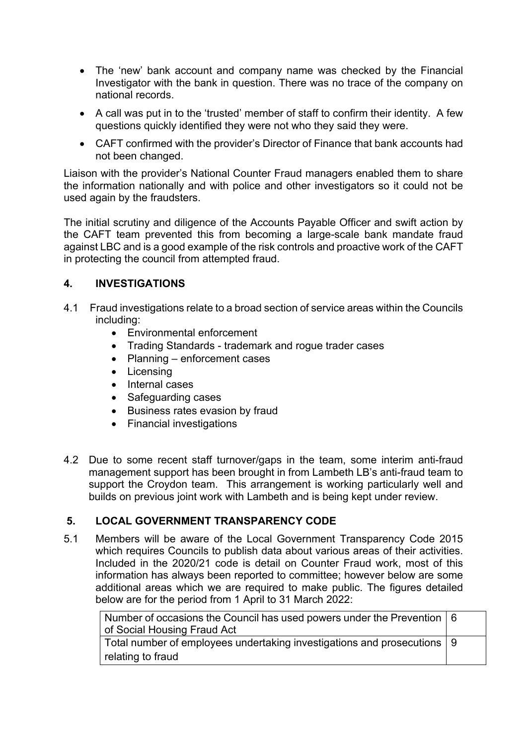- The 'new' bank account and company name was checked by the Financial Investigator with the bank in question. There was no trace of the company on national records.
- A call was put in to the 'trusted' member of staff to confirm their identity. A few questions quickly identified they were not who they said they were.
- CAFT confirmed with the provider's Director of Finance that bank accounts had not been changed.

Liaison with the provider's National Counter Fraud managers enabled them to share the information nationally and with police and other investigators so it could not be used again by the fraudsters.

The initial scrutiny and diligence of the Accounts Payable Officer and swift action by the CAFT team prevented this from becoming a large-scale bank mandate fraud against LBC and is a good example of the risk controls and proactive work of the CAFT in protecting the council from attempted fraud.

## 4. INVESTIGATIONS

4.1 Fraud investigations relate to a broad section of service areas within the Councils including:

- Environmental enforcement
- Trading Standards - trademark and rogue trader cases
- Planning – enforcement cases
- Licensing
- Internal cases
- Safeguarding cases
- Business rates evasion by fraud
- Financial investigations

4.2 Due to some recent staff turnover/gaps in the team, some interim anti-fraud management support has been brought in from Lambeth LB's anti-fraud team to support the Croydon team. This arrangement is working particularly well and builds on previous joint work with Lambeth and is being kept under review.

## 5. LOCAL GOVERNMENT TRANSPARENCY CODE

5.1 Members will be aware of the Local Government Transparency Code 2015 which requires Councils to publish data about various areas of their activities. Included in the 2020/21 code is detail on Counter Fraud work, most of this information has always been reported to committee; however below are some additional areas which we are required to make public. The figures detailed below are for the period from 1 April to 31 March 2022:

| | |
|---|---|
| Number of occasions the Council has used powers under the Prevention of Social Housing Fraud Act | 6 |
| Total number of employees undertaking investigations and prosecutions relating to fraud | 9 |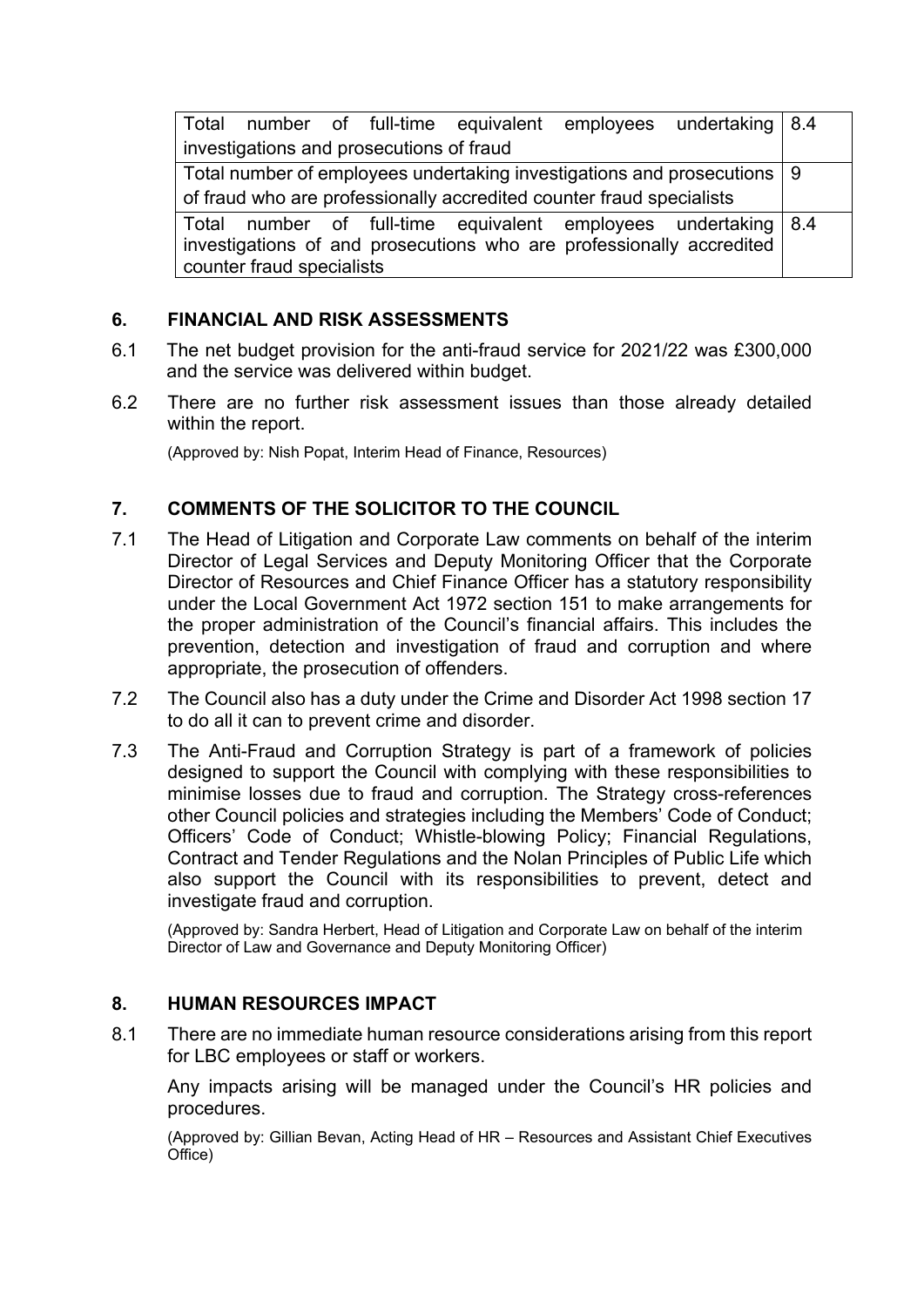| | |
|---|---|
| Total number of full-time equivalent employees undertaking investigations and prosecutions of fraud | 8.4 |
| Total number of employees undertaking investigations and prosecutions of fraud who are professionally accredited counter fraud specialists | 9 |
| Total number of full-time equivalent employees undertaking investigations of and prosecutions who are professionally accredited counter fraud specialists | 8.4 |

## 6. FINANCIAL AND RISK ASSESSMENTS

6.1 The net budget provision for the anti-fraud service for 2021/22 was £300,000 and the service was delivered within budget.

6.2 There are no further risk assessment issues than those already detailed within the report.

(Approved by: Nish Popat, Interim Head of Finance, Resources)

## 7. COMMENTS OF THE SOLICITOR TO THE COUNCIL

7.1 The Head of Litigation and Corporate Law comments on behalf of the interim Director of Legal Services and Deputy Monitoring Officer that the Corporate Director of Resources and Chief Finance Officer has a statutory responsibility under the Local Government Act 1972 section 151 to make arrangements for the proper administration of the Council's financial affairs. This includes the prevention, detection and investigation of fraud and corruption and where appropriate, the prosecution of offenders.

7.2 The Council also has a duty under the Crime and Disorder Act 1998 section 17 to do all it can to prevent crime and disorder.

7.3 The Anti-Fraud and Corruption Strategy is part of a framework of policies designed to support the Council with complying with these responsibilities to minimise losses due to fraud and corruption. The Strategy cross-references other Council policies and strategies including the Members' Code of Conduct; Officers' Code of Conduct; Whistle-blowing Policy; Financial Regulations, Contract and Tender Regulations and the Nolan Principles of Public Life which also support the Council with its responsibilities to prevent, detect and investigate fraud and corruption.

(Approved by: Sandra Herbert, Head of Litigation and Corporate Law on behalf of the interim Director of Law and Governance and Deputy Monitoring Officer)

## 8. HUMAN RESOURCES IMPACT

8.1 There are no immediate human resource considerations arising from this report for LBC employees or staff or workers.

Any impacts arising will be managed under the Council's HR policies and procedures.

(Approved by: Gillian Bevan, Acting Head of HR – Resources and Assistant Chief Executives Office)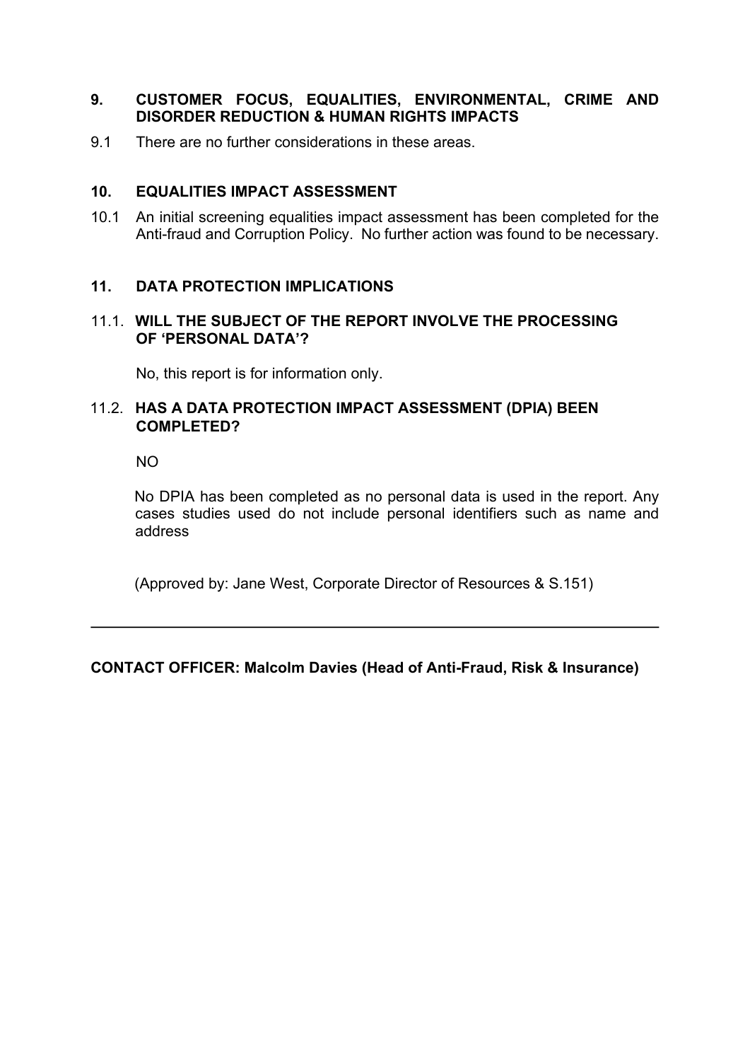## 9. CUSTOMER FOCUS, EQUALITIES, ENVIRONMENTAL, CRIME AND DISORDER REDUCTION & HUMAN RIGHTS IMPACTS

9.1 There are no further considerations in these areas.

## 10. EQUALITIES IMPACT ASSESSMENT

10.1 An initial screening equalities impact assessment has been completed for the Anti-fraud and Corruption Policy. No further action was found to be necessary.

## 11. DATA PROTECTION IMPLICATIONS

### 11.1. WILL THE SUBJECT OF THE REPORT INVOLVE THE PROCESSING OF 'PERSONAL DATA'?

No, this report is for information only.

### 11.2. HAS A DATA PROTECTION IMPACT ASSESSMENT (DPIA) BEEN COMPLETED?

NO

No DPIA has been completed as no personal data is used in the report. Any cases studies used do not include personal identifiers such as name and address

(Approved by: Jane West, Corporate Director of Resources & S.151)

---

**CONTACT OFFICER: Malcolm Davies (Head of Anti-Fraud, Risk & Insurance)**